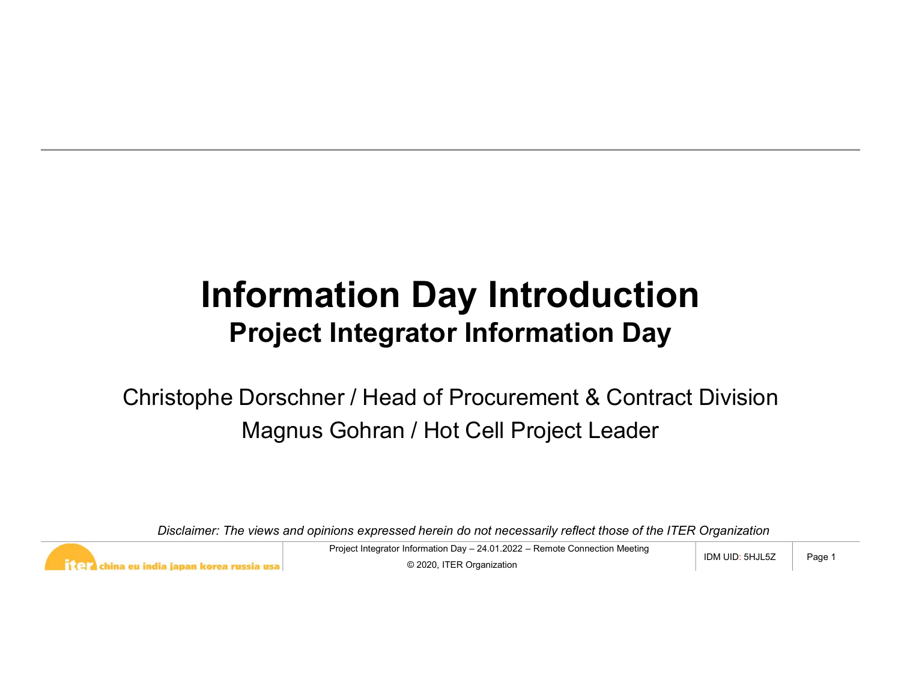# Information Day Introduction

## Project Integrator Information Day

Christophe Dorschner / Head of Procurement & Contract Division

Magnus Gohran / Hot Cell Project Leader

*Disclaimer: The views and opinions expressed herein do not necessarily reflect those of the ITER Organization*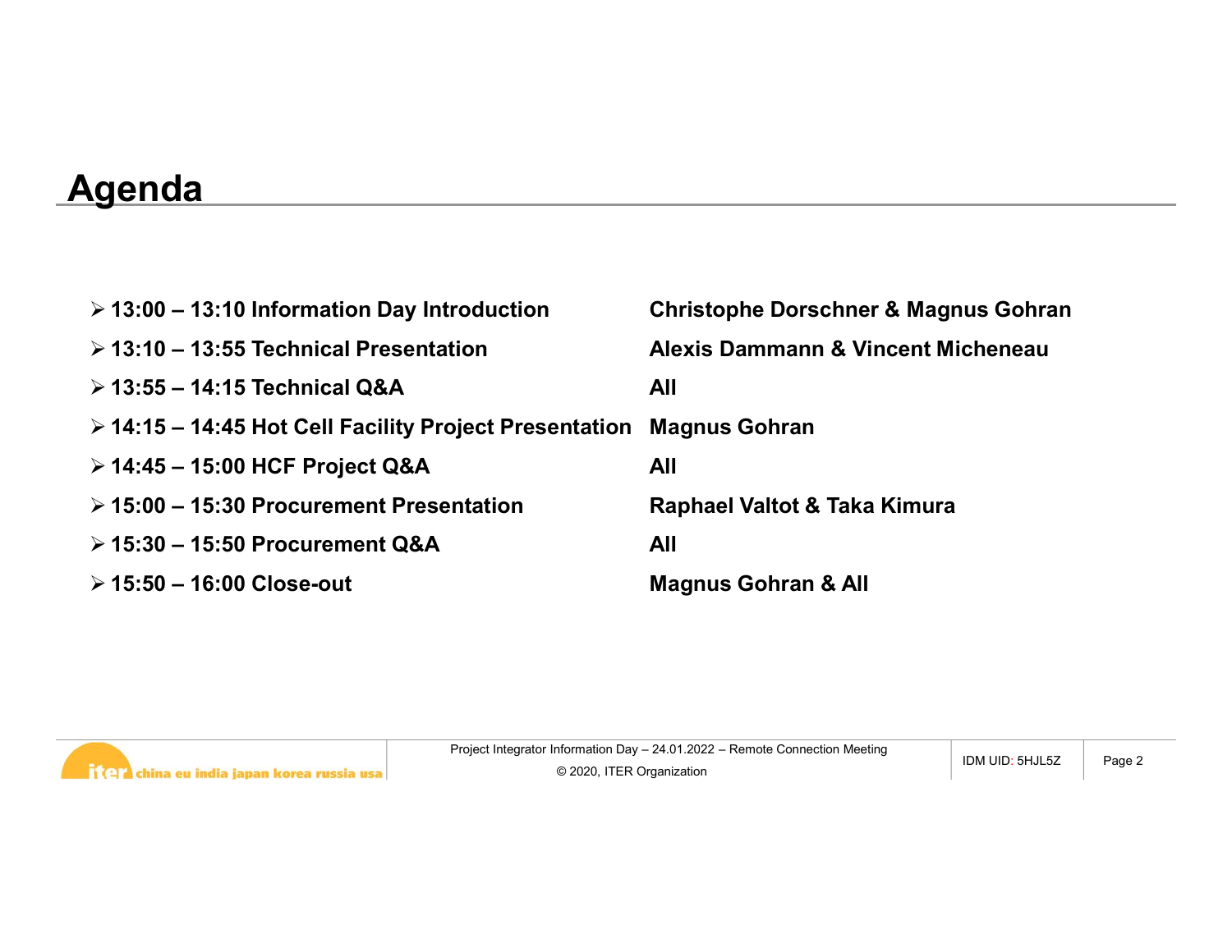# Agenda

- **13:00 – 13:10 Information Day Introduction** — **Christophe Dorschner & Magnus Gohran**
- **13:10 – 13:55 Technical Presentation** — **Alexis Dammann & Vincent Micheneau**
- **13:55 – 14:15 Technical Q&A** — **All**
- **14:15 – 14:45 Hot Cell Facility Project Presentation** — **Magnus Gohran**
- **14:45 – 15:00 HCF Project Q&A** — **All**
- **15:00 – 15:30 Procurement Presentation** — **Raphael Valtot & Taka Kimura**
- **15:30 – 15:50 Procurement Q&A** — **All**
- **15:50 – 16:00 Close-out** — **Magnus Gohran & All**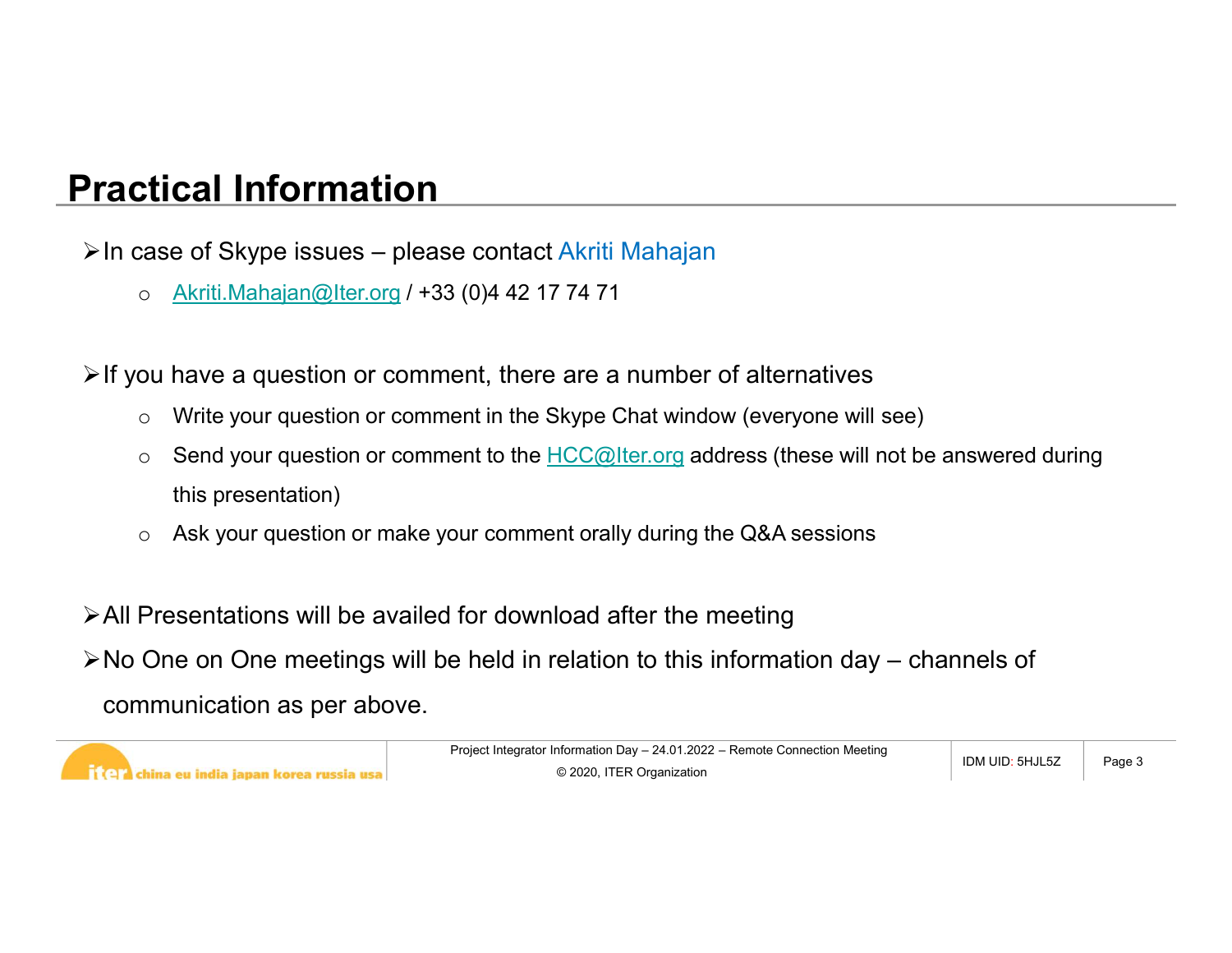# Practical Information

- In case of Skype issues – please contact Akriti Mahajan
  - Akriti.Mahajan@Iter.org / +33 (0)4 42 17 74 71

- If you have a question or comment, there are a number of alternatives
  - Write your question or comment in the Skype Chat window (everyone will see)
  - Send your question or comment to the HCC@Iter.org address (these will not be answered during this presentation)
  - Ask your question or make your comment orally during the Q&A sessions

- All Presentations will be availed for download after the meeting
- No One on One meetings will be held in relation to this information day – channels of communication as per above.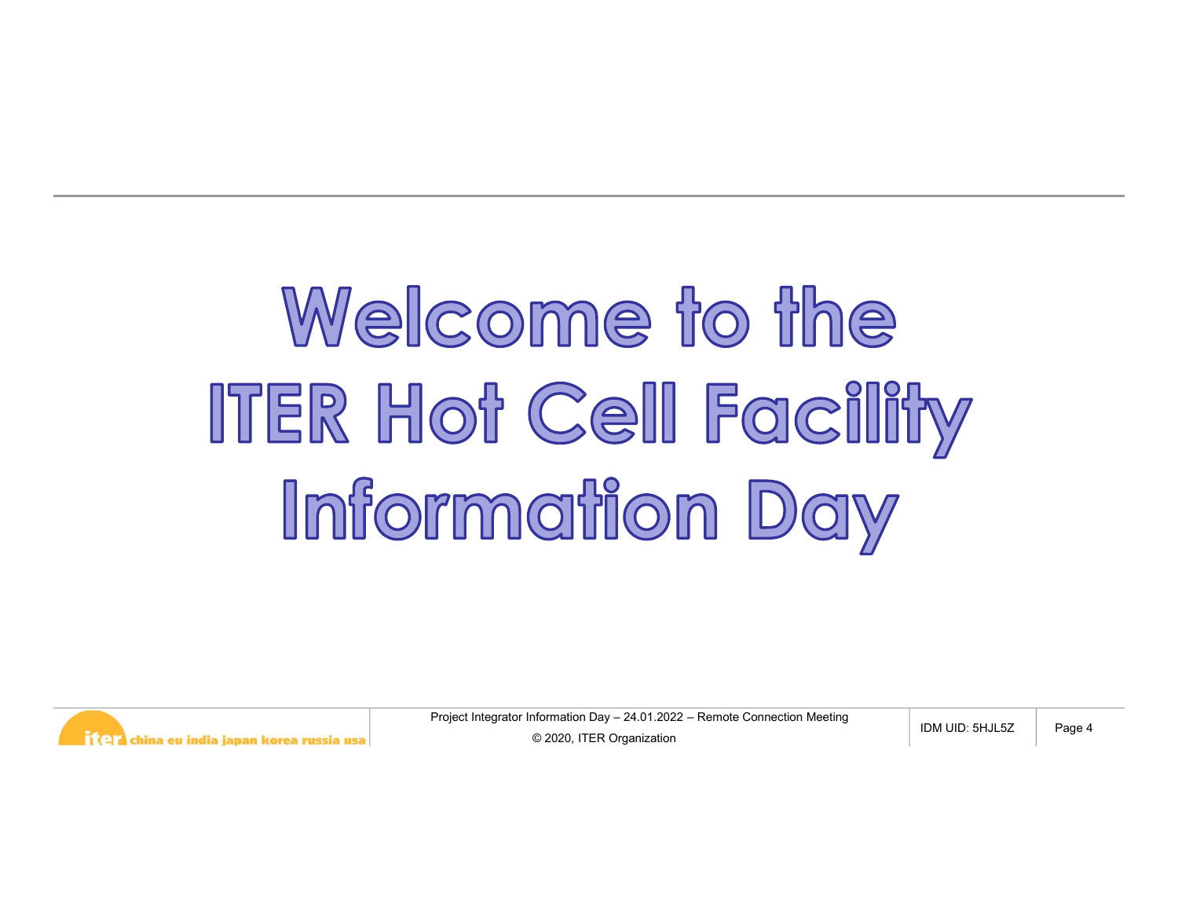# Welcome to the ITER Hot Cell Facility Information Day